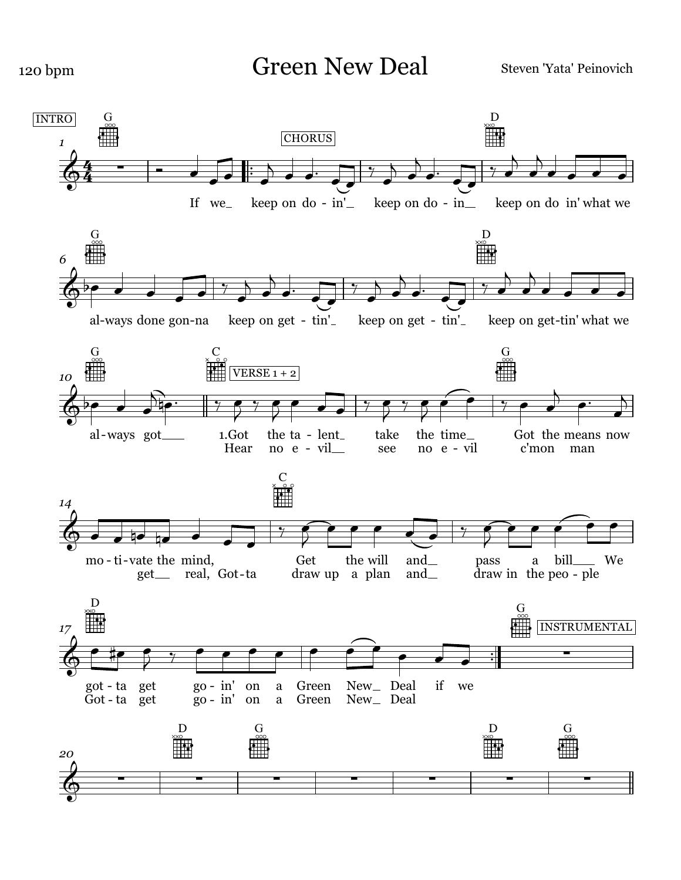120 bpm

# Green New Deal

Steven 'Yata' Peinovich

INTRO

CHORUS

If we keep on do-in' keep on do-in keep on do in' what we al-ways done gon-na keep on get-tin' keep on get-tin' keep on get-tin' what we al-ways got

VERSE 1 + 2

1. Got the ta-lent take the time Got the means now mo-ti-vate the mind, Get the will and pass a bill We got-ta get go-in' on a Green New Deal if we

Hear no e-vil see no e-vil c'mon man get real, Got-ta draw up a plan and draw in the peo-ple Got-ta get go-in' on a Green New Deal

INSTRUMENTAL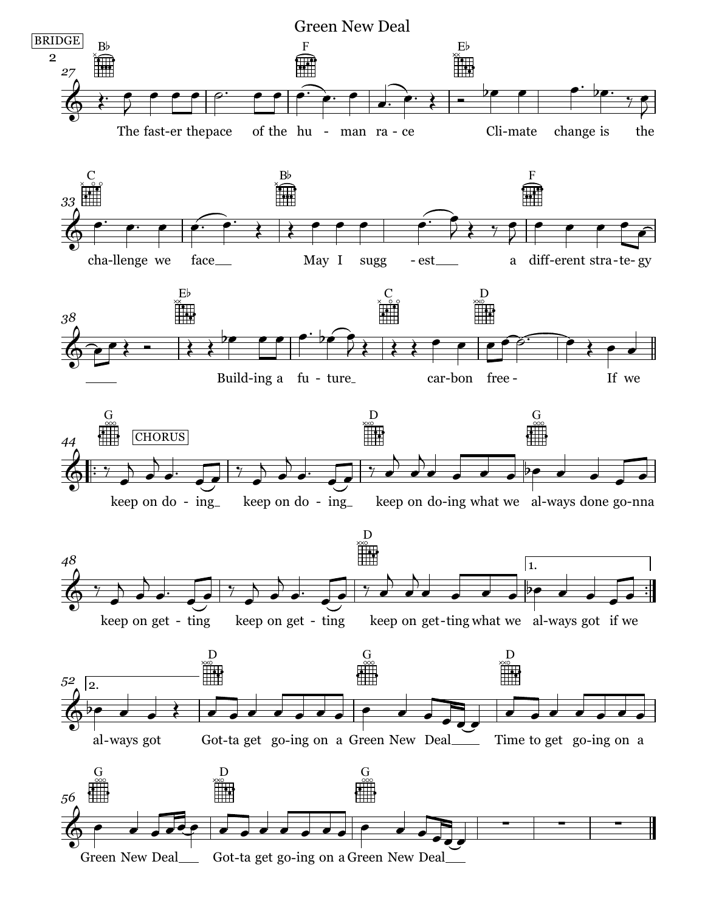BRIDGE

B♭ F E♭

The fast-er the pace of the hu - man ra - ce Cli-mate change is the

C B♭ F

cha-llenge we face May I sugg - est a diff-erent stra-te-gy

E♭ C D

Build-ing a fu - ture car-bon free - If we

G CHORUS D G

keep on do - ing keep on do - ing keep on do-ing what we al-ways done go-nna

D

keep on get - ting keep on get - ting keep on get-ting what we al-ways got if we

1.

2.

D G D

al-ways got Got-ta get go-ing on a Green New Deal Time to get go-ing on a

G D G

Green New Deal Got-ta get go-ing on a Green New Deal